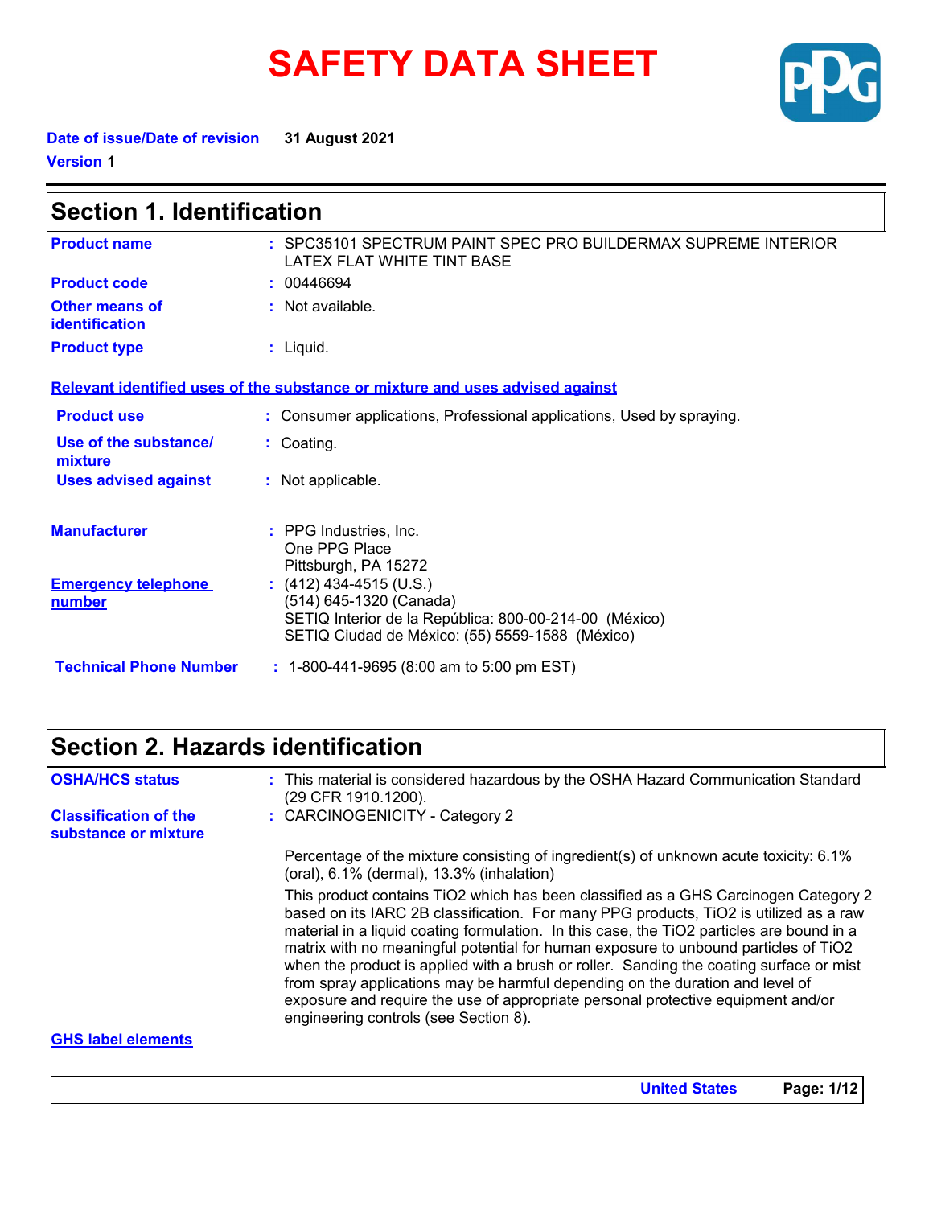# SAFETY DATA SHEET

**Date of issue/Date of revision** 31 August 2021

**Version** 1

## Section 1. Identification

| | |
|---|---|
| **Product name** | : SPC35101 SPECTRUM PAINT SPEC PRO BUILDERMAX SUPREME INTERIOR LATEX FLAT WHITE TINT BASE |
| **Product code** | : 00446694 |
| **Other means of identification** | : Not available. |
| **Product type** | : Liquid. |

**Relevant identified uses of the substance or mixture and uses advised against**

| | |
|---|---|
| **Product use** | : Consumer applications, Professional applications, Used by spraying. |
| **Use of the substance/ mixture** | : Coating. |
| **Uses advised against** | : Not applicable. |

| | |
|---|---|
| **Manufacturer** | : PPG Industries, Inc.<br>One PPG Place<br>Pittsburgh, PA 15272 |
| **Emergency telephone number** | : (412) 434-4515 (U.S.)<br>(514) 645-1320 (Canada)<br>SETIQ Interior de la República: 800-00-214-00 (México)<br>SETIQ Ciudad de México: (55) 5559-1588 (México) |
| **Technical Phone Number** | : 1-800-441-9695 (8:00 am to 5:00 pm EST) |

## Section 2. Hazards identification

**OSHA/HCS status** : This material is considered hazardous by the OSHA Hazard Communication Standard (29 CFR 1910.1200).

**Classification of the substance or mixture** : CARCINOGENICITY - Category 2

Percentage of the mixture consisting of ingredient(s) of unknown acute toxicity: 6.1% (oral), 6.1% (dermal), 13.3% (inhalation)

This product contains $TiO_2$ which has been classified as a GHS Carcinogen Category 2 based on its IARC 2B classification. For many PPG products, $TiO_2$ is utilized as a raw material in a liquid coating formulation. In this case, the $TiO_2$ particles are bound in a matrix with no meaningful potential for human exposure to unbound particles of $TiO_2$ when the product is applied with a brush or roller. Sanding the coating surface or mist from spray applications may be harmful depending on the duration and level of exposure and require the use of appropriate personal protective equipment and/or engineering controls (see Section 8).

**GHS label elements**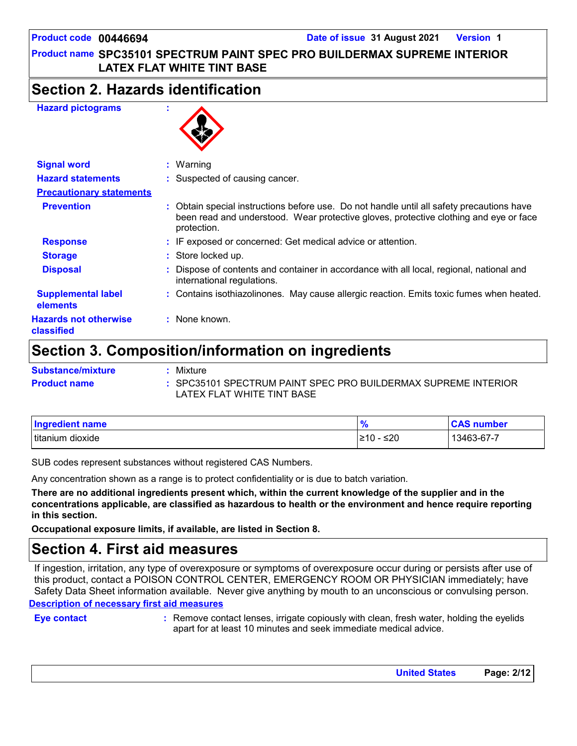# Section 2. Hazards identification

**Hazard pictograms** :

**Signal word** : Warning

**Hazard statements** : Suspected of causing cancer.

**Precautionary statements**

**Prevention** : Obtain special instructions before use. Do not handle until all safety precautions have been read and understood. Wear protective gloves, protective clothing and eye or face protection.

**Response** : IF exposed or concerned: Get medical advice or attention.

**Storage** : Store locked up.

**Disposal** : Dispose of contents and container in accordance with all local, regional, national and international regulations.

**Supplemental label elements** : Contains isothiazolinones. May cause allergic reaction. Emits toxic fumes when heated.

**Hazards not otherwise classified** : None known.

# Section 3. Composition/information on ingredients

**Substance/mixture** : Mixture

**Product name** : SPC35101 SPECTRUM PAINT SPEC PRO BUILDERMAX SUPREME INTERIOR LATEX FLAT WHITE TINT BASE

| Ingredient name | % | CAS number |
|---|---|---|
| titanium dioxide | ≥10 - ≤20 | 13463-67-7 |

SUB codes represent substances without registered CAS Numbers.

Any concentration shown as a range is to protect confidentiality or is due to batch variation.

**There are no additional ingredients present which, within the current knowledge of the supplier and in the concentrations applicable, are classified as hazardous to health or the environment and hence require reporting in this section.**

**Occupational exposure limits, if available, are listed in Section 8.**

# Section 4. First aid measures

If ingestion, irritation, any type of overexposure or symptoms of overexposure occur during or persists after use of this product, contact a POISON CONTROL CENTER, EMERGENCY ROOM OR PHYSICIAN immediately; have Safety Data Sheet information available. Never give anything by mouth to an unconscious or convulsing person.

**Description of necessary first aid measures**

**Eye contact** : Remove contact lenses, irrigate copiously with clean, fresh water, holding the eyelids apart for at least 10 minutes and seek immediate medical advice.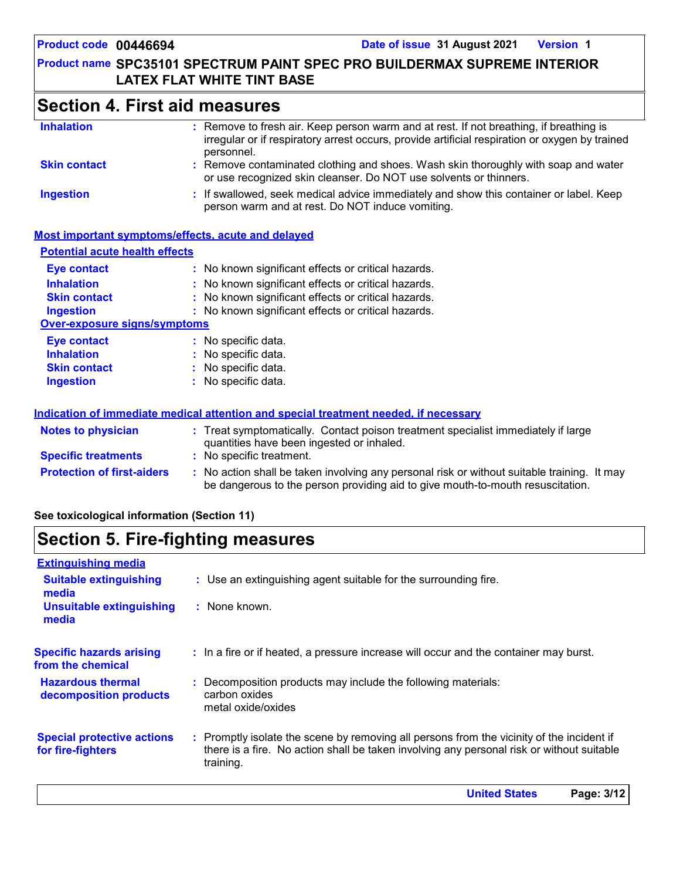# Section 4. First aid measures

| | |
|---|---|
| **Inhalation** | : Remove to fresh air. Keep person warm and at rest. If not breathing, if breathing is irregular or if respiratory arrest occurs, provide artificial respiration or oxygen by trained personnel. |
| **Skin contact** | : Remove contaminated clothing and shoes. Wash skin thoroughly with soap and water or use recognized skin cleanser. Do NOT use solvents or thinners. |
| **Ingestion** | : If swallowed, seek medical advice immediately and show this container or label. Keep person warm and at rest. Do NOT induce vomiting. |

## Most important symptoms/effects, acute and delayed

### Potential acute health effects

| | |
|---|---|
| **Eye contact** | : No known significant effects or critical hazards. |
| **Inhalation** | : No known significant effects or critical hazards. |
| **Skin contact** | : No known significant effects or critical hazards. |
| **Ingestion** | : No known significant effects or critical hazards. |

### Over-exposure signs/symptoms

| | |
|---|---|
| **Eye contact** | : No specific data. |
| **Inhalation** | : No specific data. |
| **Skin contact** | : No specific data. |
| **Ingestion** | : No specific data. |

## Indication of immediate medical attention and special treatment needed, if necessary

| | |
|---|---|
| **Notes to physician** | : Treat symptomatically. Contact poison treatment specialist immediately if large quantities have been ingested or inhaled. |
| **Specific treatments** | : No specific treatment. |
| **Protection of first-aiders** | : No action shall be taken involving any personal risk or without suitable training. It may be dangerous to the person providing aid to give mouth-to-mouth resuscitation. |

**See toxicological information (Section 11)**

# Section 5. Fire-fighting measures

## Extinguishing media

| | |
|---|---|
| **Suitable extinguishing media** | : Use an extinguishing agent suitable for the surrounding fire. |
| **Unsuitable extinguishing media** | : None known. |

| | |
|---|---|
| **Specific hazards arising from the chemical** | : In a fire or if heated, a pressure increase will occur and the container may burst. |
| **Hazardous thermal decomposition products** | : Decomposition products may include the following materials: carbon oxides metal oxide/oxides |
| **Special protective actions for fire-fighters** | : Promptly isolate the scene by removing all persons from the vicinity of the incident if there is a fire. No action shall be taken involving any personal risk or without suitable training. |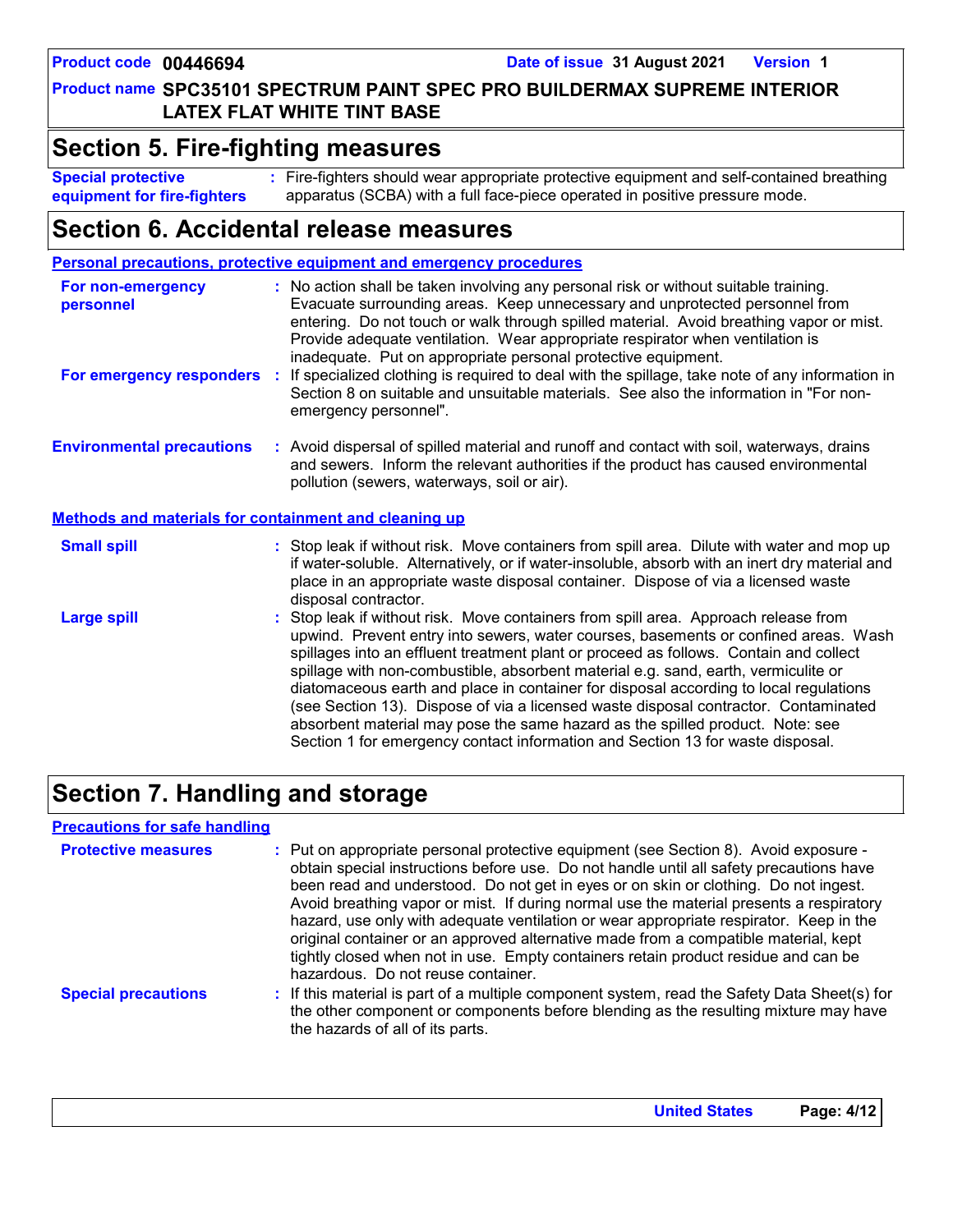## Section 5. Fire-fighting measures

**Special protective equipment for fire-fighters** : Fire-fighters should wear appropriate protective equipment and self-contained breathing apparatus (SCBA) with a full face-piece operated in positive pressure mode.

## Section 6. Accidental release measures

### Personal precautions, protective equipment and emergency procedures

**For non-emergency personnel** : No action shall be taken involving any personal risk or without suitable training. Evacuate surrounding areas. Keep unnecessary and unprotected personnel from entering. Do not touch or walk through spilled material. Avoid breathing vapor or mist. Provide adequate ventilation. Wear appropriate respirator when ventilation is inadequate. Put on appropriate personal protective equipment.

**For emergency responders** : If specialized clothing is required to deal with the spillage, take note of any information in Section 8 on suitable and unsuitable materials. See also the information in "For non-emergency personnel".

**Environmental precautions** : Avoid dispersal of spilled material and runoff and contact with soil, waterways, drains and sewers. Inform the relevant authorities if the product has caused environmental pollution (sewers, waterways, soil or air).

### Methods and materials for containment and cleaning up

**Small spill** : Stop leak if without risk. Move containers from spill area. Dilute with water and mop up if water-soluble. Alternatively, or if water-insoluble, absorb with an inert dry material and place in an appropriate waste disposal container. Dispose of via a licensed waste disposal contractor.

**Large spill** : Stop leak if without risk. Move containers from spill area. Approach release from upwind. Prevent entry into sewers, water courses, basements or confined areas. Wash spillages into an effluent treatment plant or proceed as follows. Contain and collect spillage with non-combustible, absorbent material e.g. sand, earth, vermiculite or diatomaceous earth and place in container for disposal according to local regulations (see Section 13). Dispose of via a licensed waste disposal contractor. Contaminated absorbent material may pose the same hazard as the spilled product. Note: see Section 1 for emergency contact information and Section 13 for waste disposal.

## Section 7. Handling and storage

### Precautions for safe handling

**Protective measures** : Put on appropriate personal protective equipment (see Section 8). Avoid exposure - obtain special instructions before use. Do not handle until all safety precautions have been read and understood. Do not get in eyes or on skin or clothing. Do not ingest. Avoid breathing vapor or mist. If during normal use the material presents a respiratory hazard, use only with adequate ventilation or wear appropriate respirator. Keep in the original container or an approved alternative made from a compatible material, kept tightly closed when not in use. Empty containers retain product residue and can be hazardous. Do not reuse container.

**Special precautions** : If this material is part of a multiple component system, read the Safety Data Sheet(s) for the other component or components before blending as the resulting mixture may have the hazards of all of its parts.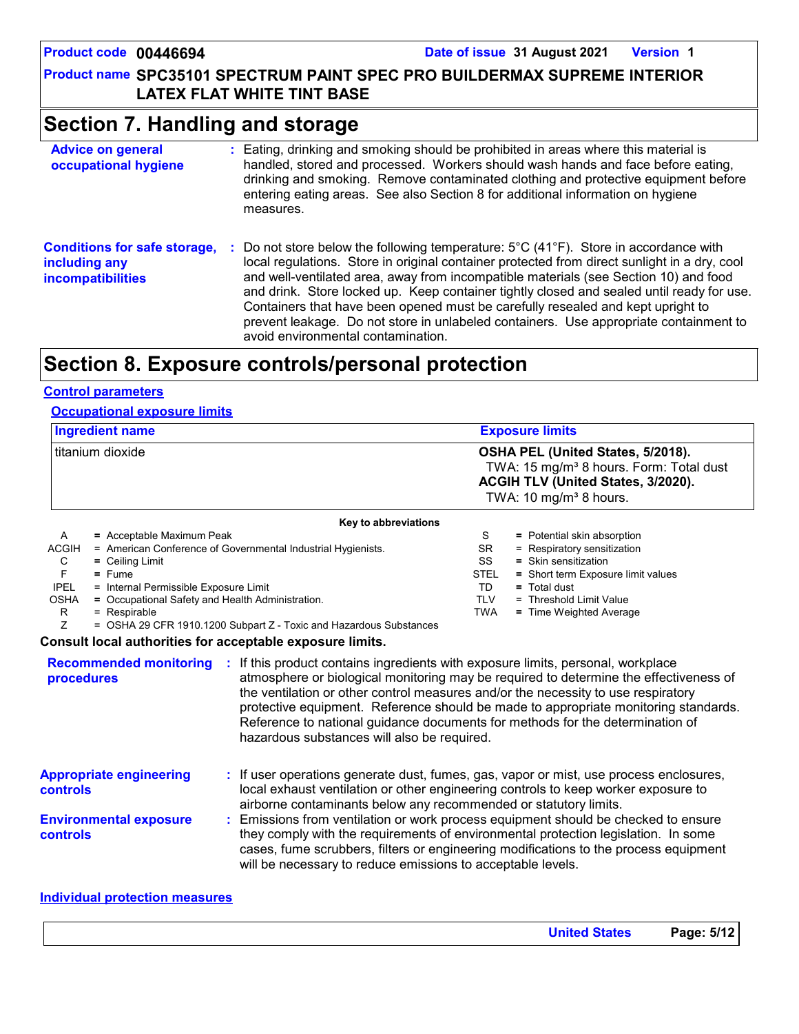## Section 7. Handling and storage

**Advice on general occupational hygiene** : Eating, drinking and smoking should be prohibited in areas where this material is handled, stored and processed. Workers should wash hands and face before eating, drinking and smoking. Remove contaminated clothing and protective equipment before entering eating areas. See also Section 8 for additional information on hygiene measures.

**Conditions for safe storage, including any incompatibilities** : Do not store below the following temperature: 5°C (41°F). Store in accordance with local regulations. Store in original container protected from direct sunlight in a dry, cool and well-ventilated area, away from incompatible materials (see Section 10) and food and drink. Store locked up. Keep container tightly closed and sealed until ready for use. Containers that have been opened must be carefully resealed and kept upright to prevent leakage. Do not store in unlabeled containers. Use appropriate containment to avoid environmental contamination.

## Section 8. Exposure controls/personal protection

### Control parameters

#### Occupational exposure limits

| Ingredient name | Exposure limits |
|---|---|
| titanium dioxide | **OSHA PEL (United States, 5/2018).**<br>TWA: 15 mg/m³ 8 hours. Form: Total dust<br>**ACGIH TLV (United States, 3/2020).**<br>TWA: 10 mg/m³ 8 hours. |

**Key to abbreviations**

| | | | |
|---|---|---|---|
| A | = Acceptable Maximum Peak | S | = Potential skin absorption |
| ACGIH | = American Conference of Governmental Industrial Hygienists. | SR | = Respiratory sensitization |
| C | = Ceiling Limit | SS | = Skin sensitization |
| F | = Fume | STEL | = Short term Exposure limit values |
| IPEL | = Internal Permissible Exposure Limit | TD | = Total dust |
| OSHA | = Occupational Safety and Health Administration. | TLV | = Threshold Limit Value |
| R | = Respirable | TWA | = Time Weighted Average |
| Z | = OSHA 29 CFR 1910.1200 Subpart Z - Toxic and Hazardous Substances | | |

**Consult local authorities for acceptable exposure limits.**

**Recommended monitoring procedures** : If this product contains ingredients with exposure limits, personal, workplace atmosphere or biological monitoring may be required to determine the effectiveness of the ventilation or other control measures and/or the necessity to use respiratory protective equipment. Reference should be made to appropriate monitoring standards. Reference to national guidance documents for methods for the determination of hazardous substances will also be required.

**Appropriate engineering controls** : If user operations generate dust, fumes, gas, vapor or mist, use process enclosures, local exhaust ventilation or other engineering controls to keep worker exposure to airborne contaminants below any recommended or statutory limits.

**Environmental exposure controls** : Emissions from ventilation or work process equipment should be checked to ensure they comply with the requirements of environmental protection legislation. In some cases, fume scrubbers, filters or engineering modifications to the process equipment will be necessary to reduce emissions to acceptable levels.

### Individual protection measures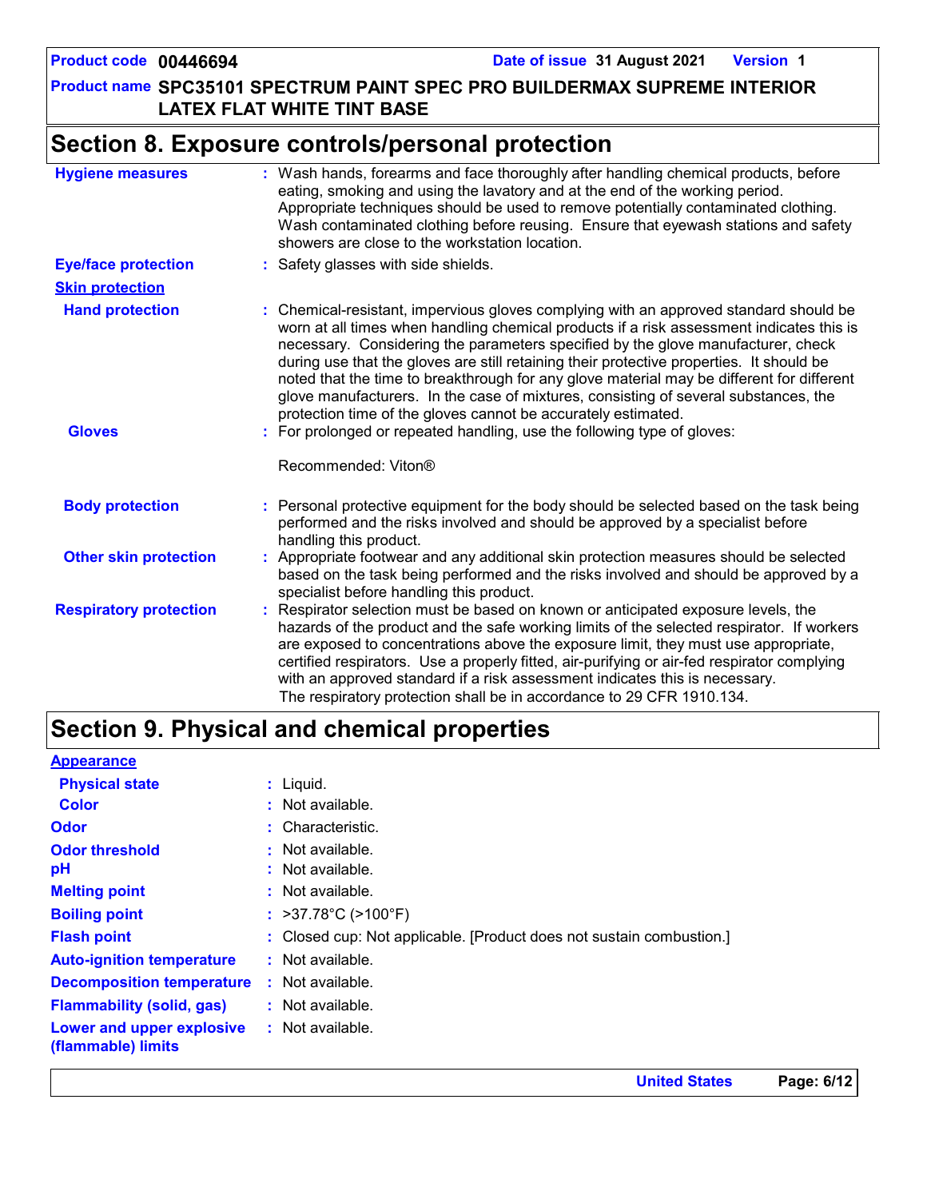## Section 8. Exposure controls/personal protection

**Hygiene measures** : Wash hands, forearms and face thoroughly after handling chemical products, before eating, smoking and using the lavatory and at the end of the working period. Appropriate techniques should be used to remove potentially contaminated clothing. Wash contaminated clothing before reusing. Ensure that eyewash stations and safety showers are close to the workstation location.

**Eye/face protection** : Safety glasses with side shields.

**Skin protection**

**Hand protection** : Chemical-resistant, impervious gloves complying with an approved standard should be worn at all times when handling chemical products if a risk assessment indicates this is necessary. Considering the parameters specified by the glove manufacturer, check during use that the gloves are still retaining their protective properties. It should be noted that the time to breakthrough for any glove material may be different for different glove manufacturers. In the case of mixtures, consisting of several substances, the protection time of the gloves cannot be accurately estimated.

**Gloves** : For prolonged or repeated handling, use the following type of gloves:

Recommended: Viton®

**Body protection** : Personal protective equipment for the body should be selected based on the task being performed and the risks involved and should be approved by a specialist before handling this product.

**Other skin protection** : Appropriate footwear and any additional skin protection measures should be selected based on the task being performed and the risks involved and should be approved by a specialist before handling this product.

**Respiratory protection** : Respirator selection must be based on known or anticipated exposure levels, the hazards of the product and the safe working limits of the selected respirator. If workers are exposed to concentrations above the exposure limit, they must use appropriate, certified respirators. Use a properly fitted, air-purifying or air-fed respirator complying with an approved standard if a risk assessment indicates this is necessary. The respiratory protection shall be in accordance to 29 CFR 1910.134.

## Section 9. Physical and chemical properties

**Appearance**

**Physical state** : Liquid.

**Color** : Not available.

**Odor** : Characteristic.

**Odor threshold** : Not available.

**pH** : Not available.

**Melting point** : Not available.

**Boiling point** : >37.78°C (>100°F)

**Flash point** : Closed cup: Not applicable. [Product does not sustain combustion.]

**Auto-ignition temperature** : Not available.

**Decomposition temperature** : Not available.

**Flammability (solid, gas)** : Not available.

**Lower and upper explosive (flammable) limits** : Not available.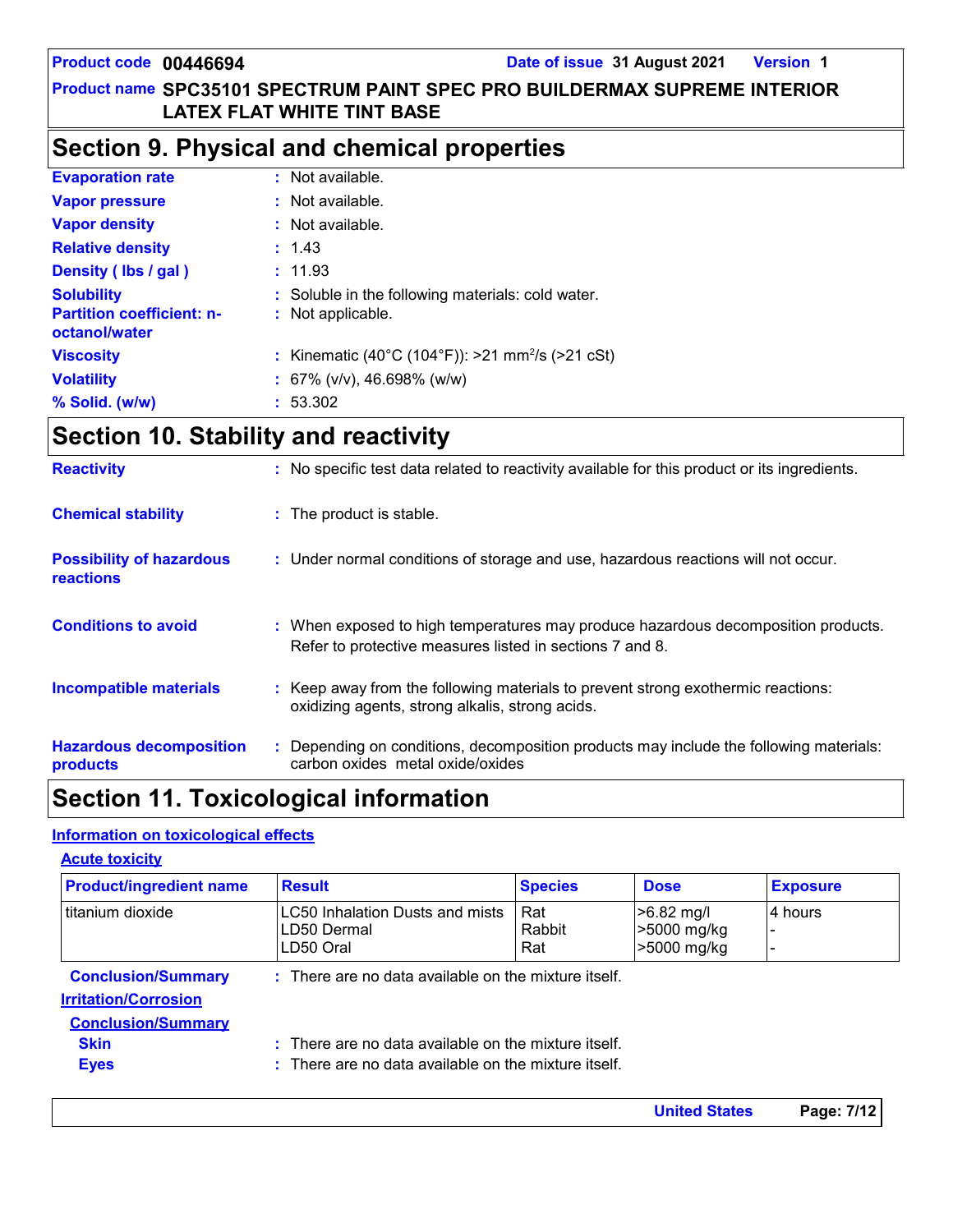## Section 9. Physical and chemical properties

**Evaporation rate** : Not available.

**Vapor pressure** : Not available.

**Vapor density** : Not available.

**Relative density** : 1.43

**Density ( lbs / gal )** : 11.93

**Solubility** : Soluble in the following materials: cold water.

**Partition coefficient: n-octanol/water** : Not applicable.

**Viscosity** : Kinematic (40°C (104°F)): >21 $mm^2/s$ (>21 cSt)

**Volatility** : 67% (v/v), 46.698% (w/w)

**% Solid. (w/w)** : 53.302

## Section 10. Stability and reactivity

**Reactivity** : No specific test data related to reactivity available for this product or its ingredients.

**Chemical stability** : The product is stable.

**Possibility of hazardous reactions** : Under normal conditions of storage and use, hazardous reactions will not occur.

**Conditions to avoid** : When exposed to high temperatures may produce hazardous decomposition products. Refer to protective measures listed in sections 7 and 8.

**Incompatible materials** : Keep away from the following materials to prevent strong exothermic reactions: oxidizing agents, strong alkalis, strong acids.

**Hazardous decomposition products** : Depending on conditions, decomposition products may include the following materials: carbon oxides metal oxide/oxides

## Section 11. Toxicological information

### Information on toxicological effects

#### Acute toxicity

| Product/ingredient name | Result | Species | Dose | Exposure |
|---|---|---|---|---|
| titanium dioxide | LC50 Inhalation Dusts and mists | Rat | >6.82 mg/l | 4 hours |
| | LD50 Dermal | Rabbit | >5000 mg/kg | - |
| | LD50 Oral | Rat | >5000 mg/kg | - |

**Conclusion/Summary** : There are no data available on the mixture itself.

#### Irritation/Corrosion

**Conclusion/Summary**

**Skin** : There are no data available on the mixture itself.

**Eyes** : There are no data available on the mixture itself.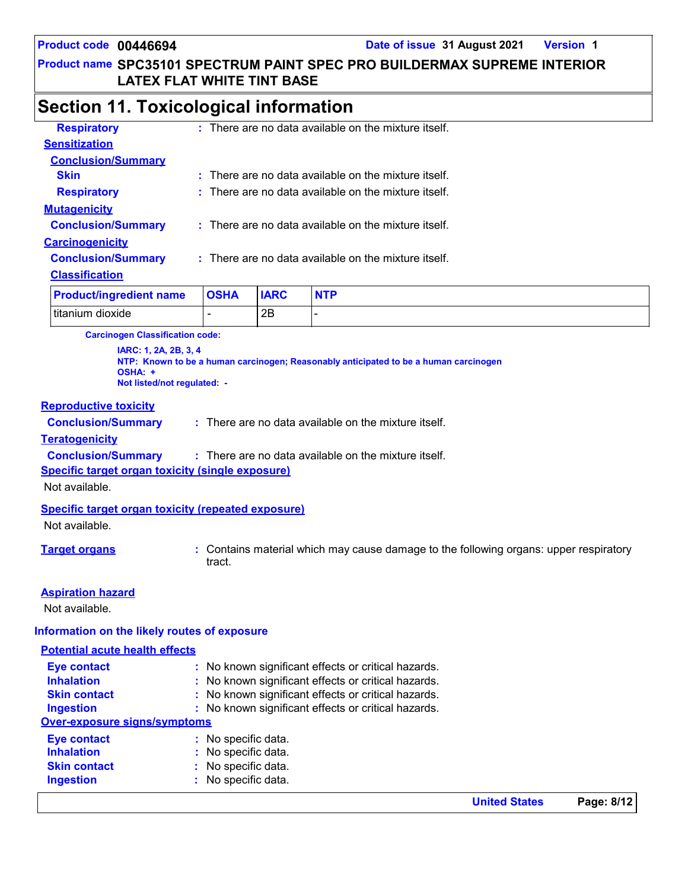## Section 11. Toxicological information

**Respiratory** : There are no data available on the mixture itself.

**Sensitization**

**Conclusion/Summary**

**Skin** : There are no data available on the mixture itself.

**Respiratory** : There are no data available on the mixture itself.

**Mutagenicity**

**Conclusion/Summary** : There are no data available on the mixture itself.

**Carcinogenicity**

**Conclusion/Summary** : There are no data available on the mixture itself.

**Classification**

| Product/ingredient name | OSHA | IARC | NTP |
|---|---|---|---|
| titanium dioxide | - | 2B | - |

**Carcinogen Classification code:**

**IARC: 1, 2A, 2B, 3, 4**
**NTP: Known to be a human carcinogen; Reasonably anticipated to be a human carcinogen**
**OSHA: +**
**Not listed/not regulated: -**

**Reproductive toxicity**

**Conclusion/Summary** : There are no data available on the mixture itself.

**Teratogenicity**

**Conclusion/Summary** : There are no data available on the mixture itself.

**Specific target organ toxicity (single exposure)**

Not available.

**Specific target organ toxicity (repeated exposure)**

Not available.

**Target organs** : Contains material which may cause damage to the following organs: upper respiratory tract.

**Aspiration hazard**

Not available.

### Information on the likely routes of exposure

**Potential acute health effects**

**Eye contact** : No known significant effects or critical hazards.
**Inhalation** : No known significant effects or critical hazards.
**Skin contact** : No known significant effects or critical hazards.
**Ingestion** : No known significant effects or critical hazards.

**Over-exposure signs/symptoms**

**Eye contact** : No specific data.
**Inhalation** : No specific data.
**Skin contact** : No specific data.
**Ingestion** : No specific data.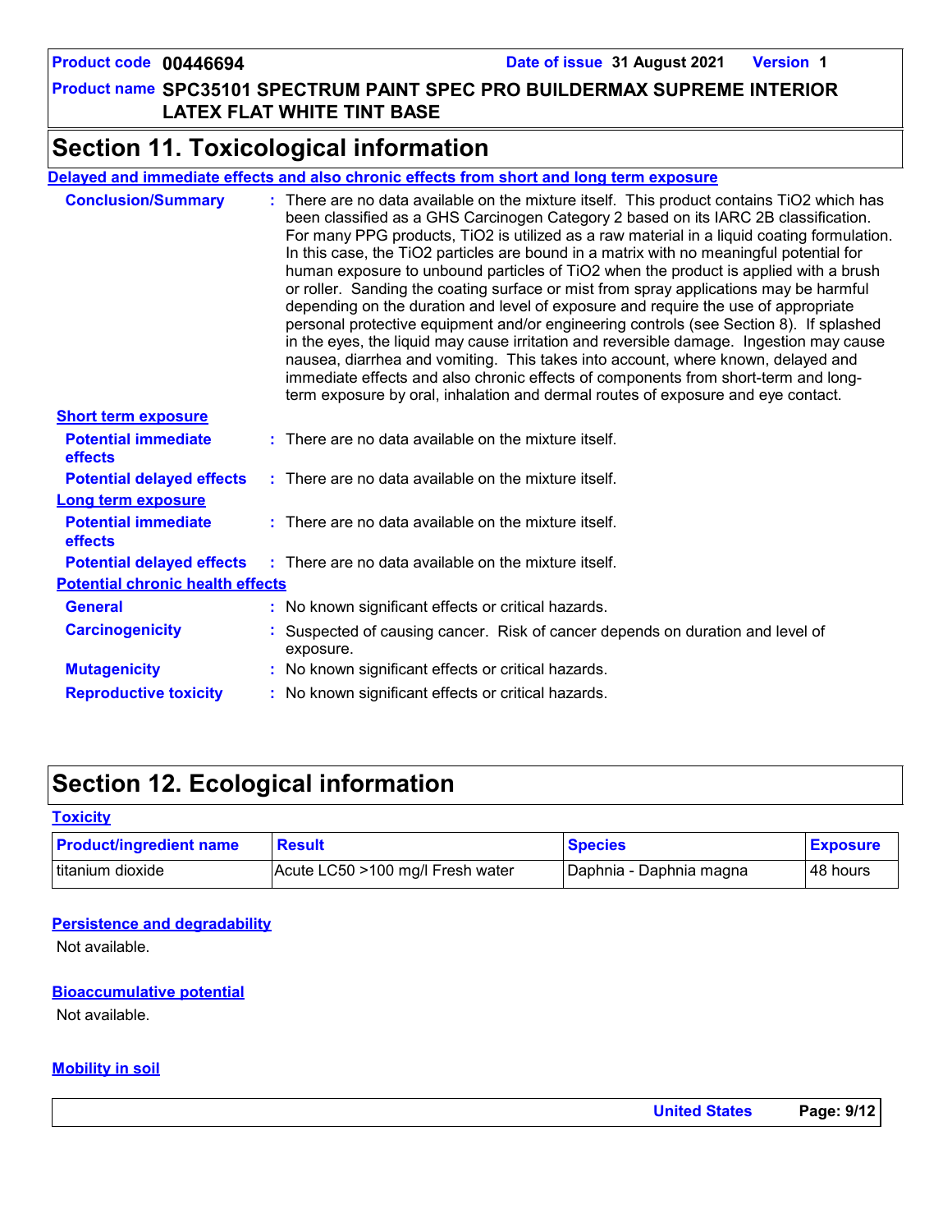## Section 11. Toxicological information

**Delayed and immediate effects and also chronic effects from short and long term exposure**

**Conclusion/Summary** : There are no data available on the mixture itself. This product contains $TiO_2$ which has been classified as a GHS Carcinogen Category 2 based on its IARC 2B classification. For many PPG products, $TiO_2$ is utilized as a raw material in a liquid coating formulation. In this case, the $TiO_2$ particles are bound in a matrix with no meaningful potential for human exposure to unbound particles of $TiO_2$ when the product is applied with a brush or roller. Sanding the coating surface or mist from spray applications may be harmful depending on the duration and level of exposure and require the use of appropriate personal protective equipment and/or engineering controls (see Section 8). If splashed in the eyes, the liquid may cause irritation and reversible damage. Ingestion may cause nausea, diarrhea and vomiting. This takes into account, where known, delayed and immediate effects and also chronic effects of components from short-term and long-term exposure by oral, inhalation and dermal routes of exposure and eye contact.

**Short term exposure**

**Potential immediate effects** : There are no data available on the mixture itself.

**Potential delayed effects** : There are no data available on the mixture itself.

**Long term exposure**

**Potential immediate effects** : There are no data available on the mixture itself.

**Potential delayed effects** : There are no data available on the mixture itself.

**Potential chronic health effects**

**General** : No known significant effects or critical hazards.

**Carcinogenicity** : Suspected of causing cancer. Risk of cancer depends on duration and level of exposure.

**Mutagenicity** : No known significant effects or critical hazards.

**Reproductive toxicity** : No known significant effects or critical hazards.

## Section 12. Ecological information

**Toxicity**

| Product/ingredient name | Result | Species | Exposure |
|---|---|---|---|
| titanium dioxide | Acute LC50 >100 mg/l Fresh water | Daphnia - Daphnia magna | 48 hours |

**Persistence and degradability**

Not available.

**Bioaccumulative potential**

Not available.

**Mobility in soil**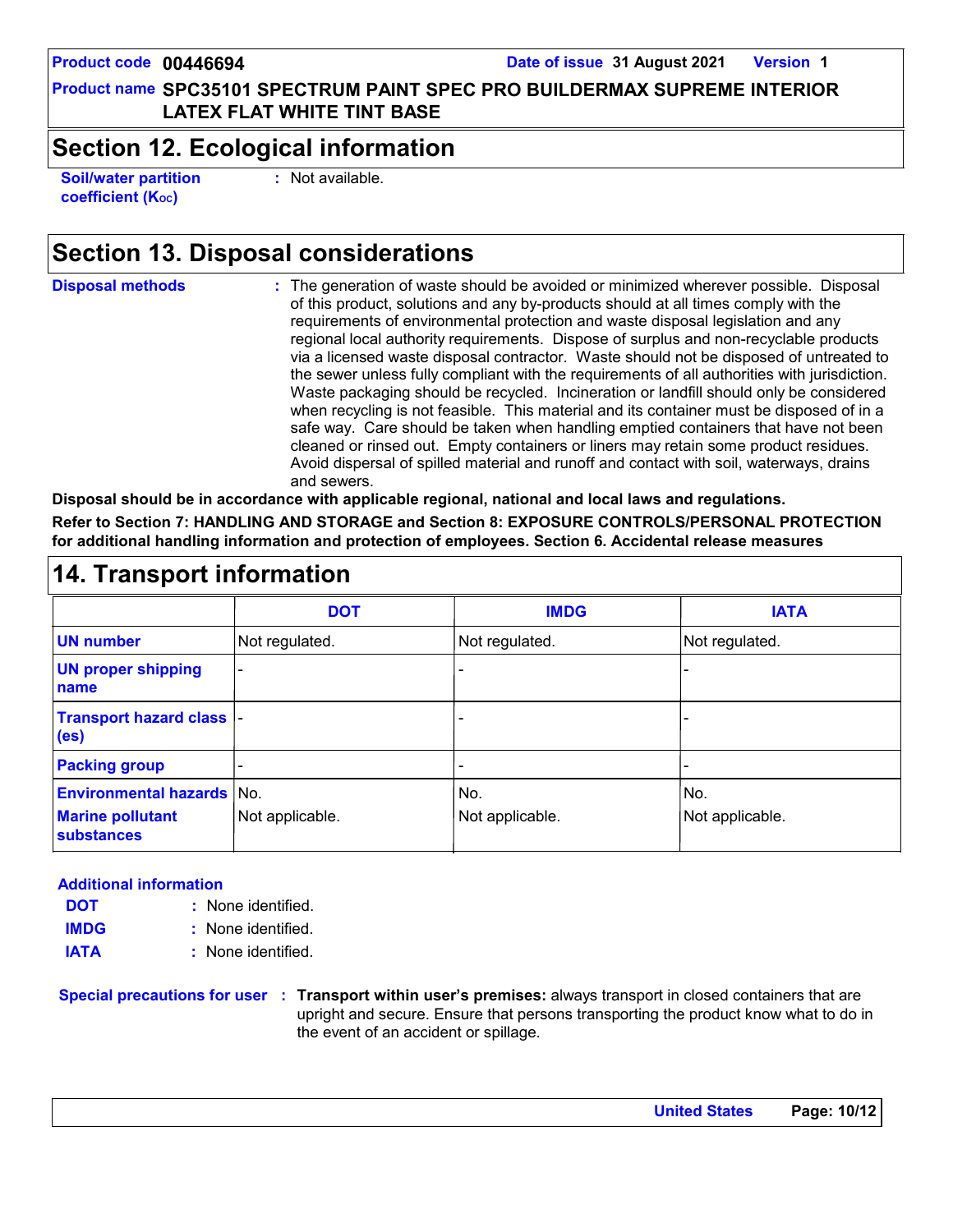## Section 12. Ecological information

**Soil/water partition coefficient ($K_{OC}$)** : Not available.

## Section 13. Disposal considerations

**Disposal methods** : The generation of waste should be avoided or minimized wherever possible. Disposal of this product, solutions and any by-products should at all times comply with the requirements of environmental protection and waste disposal legislation and any regional local authority requirements. Dispose of surplus and non-recyclable products via a licensed waste disposal contractor. Waste should not be disposed of untreated to the sewer unless fully compliant with the requirements of all authorities with jurisdiction. Waste packaging should be recycled. Incineration or landfill should only be considered when recycling is not feasible. This material and its container must be disposed of in a safe way. Care should be taken when handling emptied containers that have not been cleaned or rinsed out. Empty containers or liners may retain some product residues. Avoid dispersal of spilled material and runoff and contact with soil, waterways, drains and sewers.

**Disposal should be in accordance with applicable regional, national and local laws and regulations.**

**Refer to Section 7: HANDLING AND STORAGE and Section 8: EXPOSURE CONTROLS/PERSONAL PROTECTION for additional handling information and protection of employees. Section 6. Accidental release measures**

## 14. Transport information

| | DOT | IMDG | IATA |
|---|---|---|---|
| **UN number** | Not regulated. | Not regulated. | Not regulated. |
| **UN proper shipping name** | - | - | - |
| **Transport hazard class (es)** | - | - | - |
| **Packing group** | - | - | - |
| **Environmental hazards** | No. | No. | No. |
| **Marine pollutant substances** | Not applicable. | Not applicable. | Not applicable. |

**Additional information**

**DOT** : None identified.

**IMDG** : None identified.

**IATA** : None identified.

**Special precautions for user** : **Transport within user's premises:** always transport in closed containers that are upright and secure. Ensure that persons transporting the product know what to do in the event of an accident or spillage.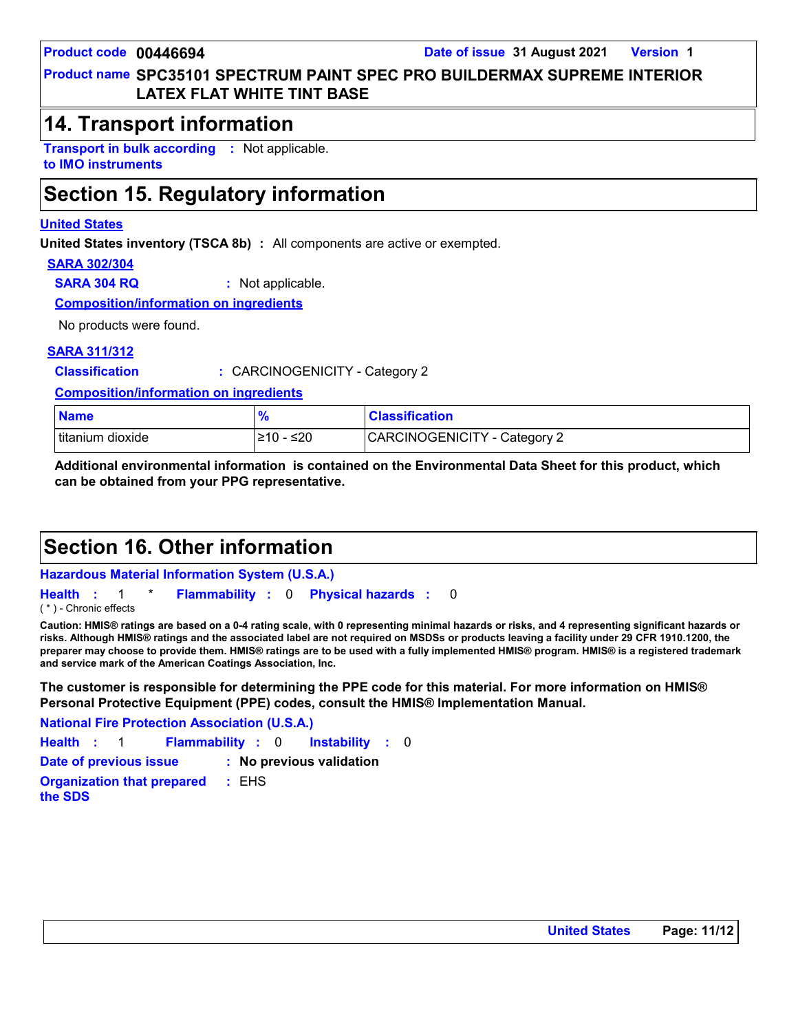## 14. Transport information

**Transport in bulk according to IMO instruments** : Not applicable.

## Section 15. Regulatory information

**United States**

**United States inventory (TSCA 8b)** : All components are active or exempted.

**SARA 302/304**

**SARA 304 RQ** : Not applicable.

**Composition/information on ingredients**

No products were found.

**SARA 311/312**

**Classification** : CARCINOGENICITY - Category 2

**Composition/information on ingredients**

| Name | % | Classification |
|---|---|---|
| titanium dioxide | ≥10 - ≤20 | CARCINOGENICITY - Category 2 |

**Additional environmental information is contained on the Environmental Data Sheet for this product, which can be obtained from your PPG representative.**

## Section 16. Other information

**Hazardous Material Information System (U.S.A.)**

**Health** : 1 * **Flammability** : 0 **Physical hazards** : 0

( * ) - Chronic effects

**Caution: HMIS® ratings are based on a 0-4 rating scale, with 0 representing minimal hazards or risks, and 4 representing significant hazards or risks. Although HMIS® ratings and the associated label are not required on MSDSs or products leaving a facility under 29 CFR 1910.1200, the preparer may choose to provide them. HMIS® ratings are to be used with a fully implemented HMIS® program. HMIS® is a registered trademark and service mark of the American Coatings Association, Inc.**

**The customer is responsible for determining the PPE code for this material. For more information on HMIS® Personal Protective Equipment (PPE) codes, consult the HMIS® Implementation Manual.**

**National Fire Protection Association (U.S.A.)**

**Health** : 1 **Flammability** : 0 **Instability** : 0

**Date of previous issue** : **No previous validation**

**Organization that prepared the SDS** : EHS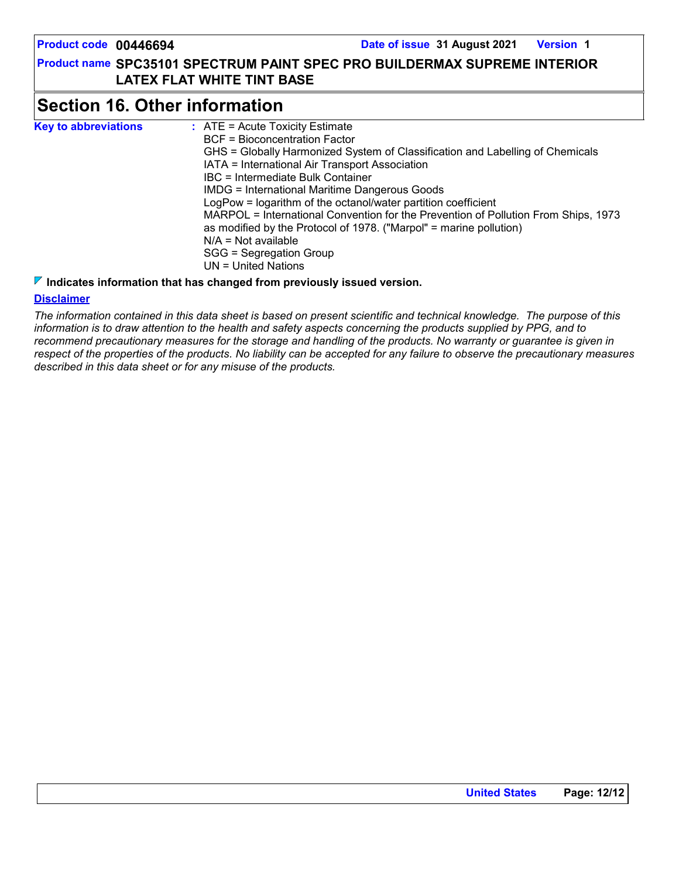## Section 16. Other information

**Key to abbreviations** : ATE = Acute Toxicity Estimate
BCF = Bioconcentration Factor
GHS = Globally Harmonized System of Classification and Labelling of Chemicals
IATA = International Air Transport Association
IBC = Intermediate Bulk Container
IMDG = International Maritime Dangerous Goods
LogPow = logarithm of the octanol/water partition coefficient
MARPOL = International Convention for the Prevention of Pollution From Ships, 1973 as modified by the Protocol of 1978. ("Marpol" = marine pollution)
N/A = Not available
SGG = Segregation Group
UN = United Nations

**Indicates information that has changed from previously issued version.**

**Disclaimer**

*The information contained in this data sheet is based on present scientific and technical knowledge. The purpose of this information is to draw attention to the health and safety aspects concerning the products supplied by PPG, and to recommend precautionary measures for the storage and handling of the products. No warranty or guarantee is given in respect of the properties of the products. No liability can be accepted for any failure to observe the precautionary measures described in this data sheet or for any misuse of the products.*